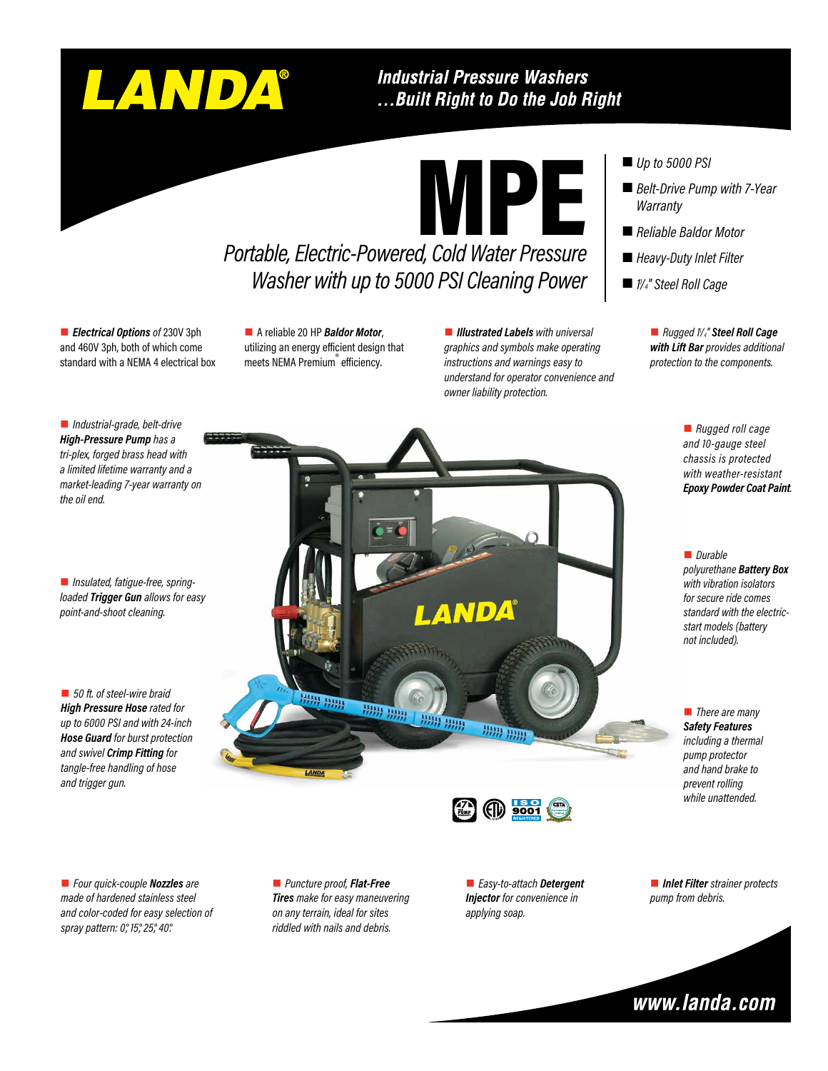# LANDA®

## Industrial Pressure Washers ...Built Right to Do the Job Right

# MPE

## Portable, Electric-Powered, Cold Water Pressure Washer with up to 5000 PSI Cleaning Power

- *Up to 5000 PSI*
- *Belt-Drive Pump with 7-Year Warranty*
- *Reliable Baldor Motor*
- *Heavy-Duty Inlet Filter*
- *1¼" Steel Roll Cage*

---

- ***Electrical Options*** of 230V 3ph and 460V 3ph, both of which come standard with a NEMA 4 electrical box

- A reliable 20 HP ***Baldor Motor***, utilizing an energy efficient design that meets NEMA Premium® efficiency.

- ***Illustrated Labels*** *with universal graphics and symbols make operating instructions and warnings easy to understand for operator convenience and owner liability protection.*

- *Rugged 1¼"* ***Steel Roll Cage with Lift Bar*** *provides additional protection to the components.*

- *Industrial-grade, belt-drive* ***High-Pressure Pump*** *has a tri-plex, forged brass head with a limited lifetime warranty and a market-leading 7-year warranty on the oil end.*

- *Insulated, fatigue-free, spring-loaded* ***Trigger Gun*** *allows for easy point-and-shoot cleaning.*

- *50 ft. of steel-wire braid* ***High Pressure Hose*** *rated for up to 6000 PSI and with 24-inch* ***Hose Guard*** *for burst protection and swivel* ***Crimp Fitting*** *for tangle-free handling of hose and trigger gun.*

- *Rugged roll cage and 10-gauge steel chassis is protected with weather-resistant* ***Epoxy Powder Coat Paint.***

- *Durable polyurethane* ***Battery Box*** *with vibration isolators for secure ride comes standard with the electric-start models (battery not included).*

- *There are many* ***Safety Features*** *including a thermal pump protector and hand brake to prevent rolling while unattended.*

- *Four quick-couple* ***Nozzles*** *are made of hardened stainless steel and color-coded for easy selection of spray pattern: 0°, 15°, 25°, 40°.*

- *Puncture proof,* ***Flat-Free Tires*** *make for easy maneuvering on any terrain, ideal for sites riddled with nails and debris.*

- *Easy-to-attach* ***Detergent Injector*** *for convenience in applying soap.*

- ***Inlet Filter*** *strainer protects pump from debris.*

**www.landa.com**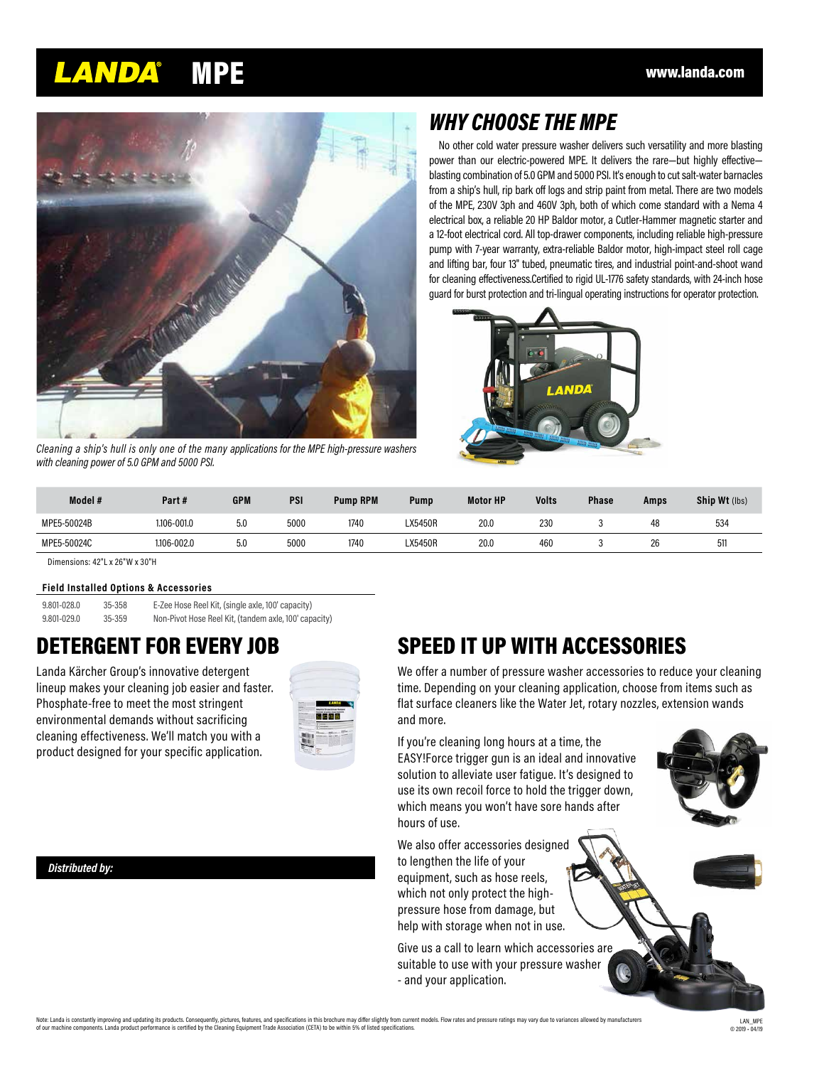# LANDA® MPE

www.landa.com

Cleaning a ship's hull is only one of the many applications for the MPE high-pressure washers with cleaning power of 5.0 GPM and 5000 PSI.

## WHY CHOOSE THE MPE

No other cold water pressure washer delivers such versatility and more blasting power than our electric-powered MPE. It delivers the rare—but highly effective—blasting combination of 5.0 GPM and 5000 PSI. It's enough to cut salt-water barnacles from a ship's hull, rip bark off logs and strip paint from metal. There are two models of the MPE, 230V 3ph and 460V 3ph, both of which come standard with a Nema 4 electrical box, a reliable 20 HP Baldor motor, a Cutler-Hammer magnetic starter and a 12-foot electrical cord. All top-drawer components, including reliable high-pressure pump with 7-year warranty, extra-reliable Baldor motor, high-impact steel roll cage and lifting bar, four 13" tubed, pneumatic tires, and industrial point-and-shoot wand for cleaning effectiveness.Certified to rigid UL-1776 safety standards, with 24-inch hose guard for burst protection and tri-lingual operating instructions for operator protection.

| Model # | Part # | GPM | PSI | Pump RPM | Pump | Motor HP | Volts | Phase | Amps | Ship Wt (lbs) |
|---|---|---|---|---|---|---|---|---|---|---|
| MPE5-50024B | 1.106-001.0 | 5.0 | 5000 | 1740 | LX5450R | 20.0 | 230 | 3 | 48 | 534 |
| MPE5-50024C | 1.106-002.0 | 5.0 | 5000 | 1740 | LX5450R | 20.0 | 460 | 3 | 26 | 511 |

Dimensions: 42"L x 26"W x 30"H

**Field Installed Options & Accessories**

| | | |
|---|---|---|
| 9.801-028.0 | 35-358 | E-Zee Hose Reel Kit, (single axle, 100' capacity) |
| 9.801-029.0 | 35-359 | Non-Pivot Hose Reel Kit, (tandem axle, 100' capacity) |

## DETERGENT FOR EVERY JOB

Landa Kärcher Group's innovative detergent lineup makes your cleaning job easier and faster. Phosphate-free to meet the most stringent environmental demands without sacrificing cleaning effectiveness. We'll match you with a product designed for your specific application.

***Distributed by:***

## SPEED IT UP WITH ACCESSORIES

We offer a number of pressure washer accessories to reduce your cleaning time. Depending on your cleaning application, choose from items such as flat surface cleaners like the Water Jet, rotary nozzles, extension wands and more.

If you're cleaning long hours at a time, the EASY!Force trigger gun is an ideal and innovative solution to alleviate user fatigue. It's designed to use its own recoil force to hold the trigger down, which means you won't have sore hands after hours of use.

We also offer accessories designed to lengthen the life of your equipment, such as hose reels, which not only protect the high-pressure hose from damage, but help with storage when not in use.

Give us a call to learn which accessories are suitable to use with your pressure washer - and your application.

Note: Landa is constantly improving and updating its products. Consequently, pictures, features, and specifications in this brochure may differ slightly from current models. Flow rates and pressure ratings may vary due to variances allowed by manufacturers of our machine components. Landa product performance is certified by the Cleaning Equipment Trade Association (CETA) to be within 5% of listed specifications.

LAN_MPE
© 2019 - 04/19